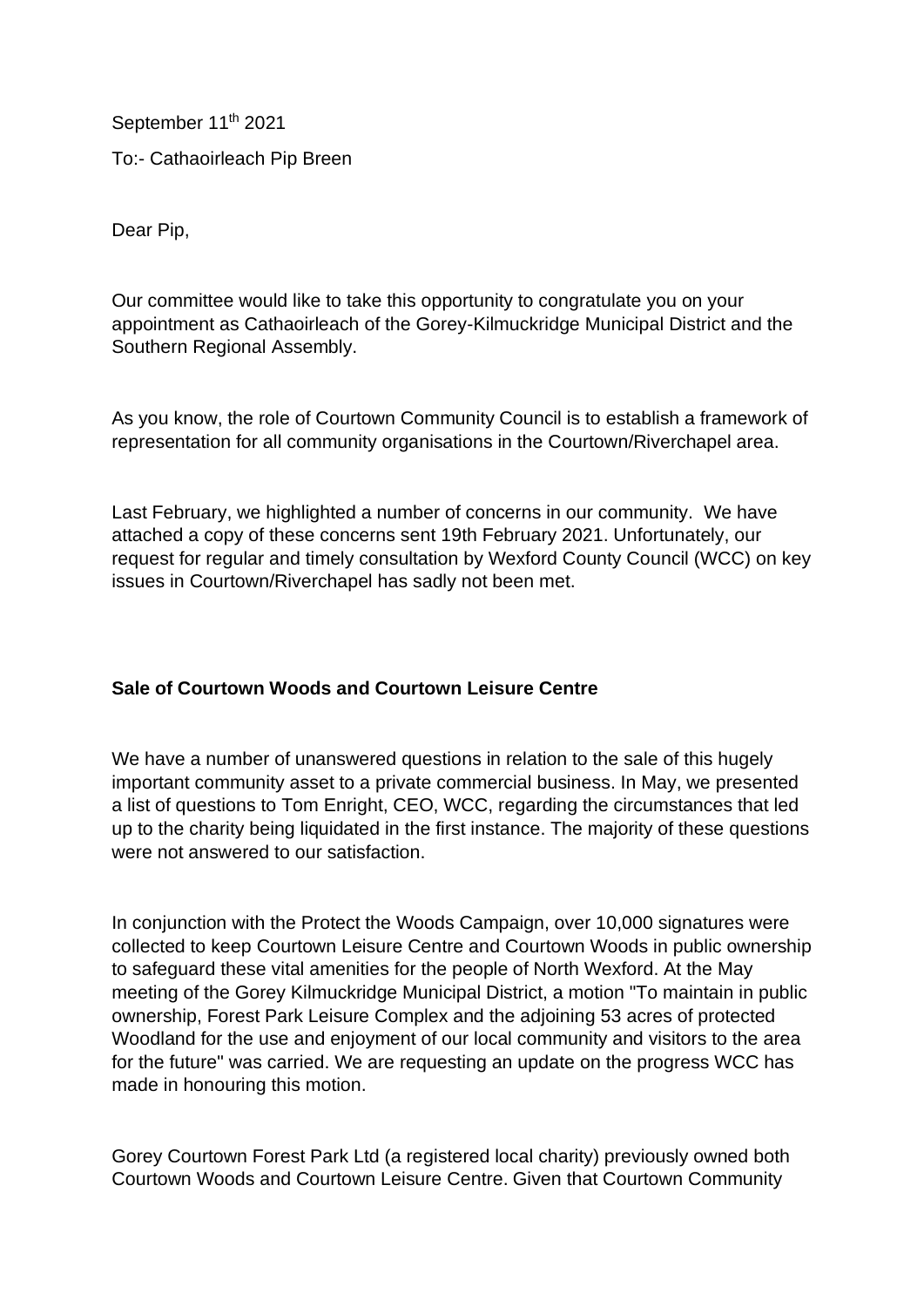September 11th 2021

To:- Cathaoirleach Pip Breen

Dear Pip,

Our committee would like to take this opportunity to congratulate you on your appointment as Cathaoirleach of the Gorey-Kilmuckridge Municipal District and the Southern Regional Assembly.

As you know, the role of Courtown Community Council is to establish a framework of representation for all community organisations in the Courtown/Riverchapel area.

Last February, we highlighted a number of concerns in our community. We have attached a copy of these concerns sent 19th February 2021. Unfortunately, our request for regular and timely consultation by Wexford County Council (WCC) on key issues in Courtown/Riverchapel has sadly not been met.

**Sale of Courtown Woods and Courtown Leisure Centre**

We have a number of unanswered questions in relation to the sale of this hugely important community asset to a private commercial business. In May, we presented a list of questions to Tom Enright, CEO, WCC, regarding the circumstances that led up to the charity being liquidated in the first instance. The majority of these questions were not answered to our satisfaction.

In conjunction with the Protect the Woods Campaign, over 10,000 signatures were collected to keep Courtown Leisure Centre and Courtown Woods in public ownership to safeguard these vital amenities for the people of North Wexford. At the May meeting of the Gorey Kilmuckridge Municipal District, a motion "To maintain in public ownership, Forest Park Leisure Complex and the adjoining 53 acres of protected Woodland for the use and enjoyment of our local community and visitors to the area for the future" was carried. We are requesting an update on the progress WCC has made in honouring this motion.

Gorey Courtown Forest Park Ltd (a registered local charity) previously owned both Courtown Woods and Courtown Leisure Centre. Given that Courtown Community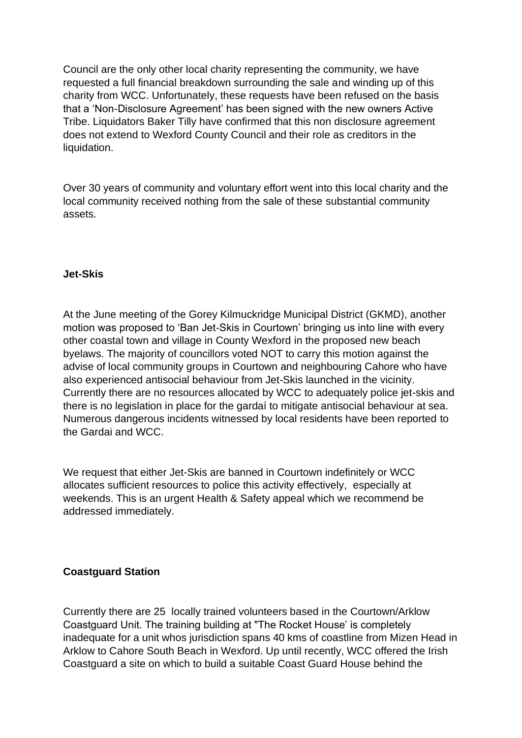Council are the only other local charity representing the community, we have requested a full financial breakdown surrounding the sale and winding up of this charity from WCC. Unfortunately, these requests have been refused on the basis that a 'Non-Disclosure Agreement' has been signed with the new owners Active Tribe. Liquidators Baker Tilly have confirmed that this non disclosure agreement does not extend to Wexford County Council and their role as creditors in the liquidation.

Over 30 years of community and voluntary effort went into this local charity and the local community received nothing from the sale of these substantial community assets.

**Jet-Skis**

At the June meeting of the Gorey Kilmuckridge Municipal District (GKMD), another motion was proposed to 'Ban Jet-Skis in Courtown' bringing us into line with every other coastal town and village in County Wexford in the proposed new beach byelaws. The majority of councillors voted NOT to carry this motion against the advise of local community groups in Courtown and neighbouring Cahore who have also experienced antisocial behaviour from Jet-Skis launched in the vicinity. Currently there are no resources allocated by WCC to adequately police jet-skis and there is no legislation in place for the gardaí to mitigate antisocial behaviour at sea. Numerous dangerous incidents witnessed by local residents have been reported to the Gardai and WCC.

We request that either Jet-Skis are banned in Courtown indefinitely or WCC allocates sufficient resources to police this activity effectively, especially at weekends. This is an urgent Health & Safety appeal which we recommend be addressed immediately.

**Coastguard Station**

Currently there are 25 locally trained volunteers based in the Courtown/Arklow Coastguard Unit. The training building at "The Rocket House' is completely inadequate for a unit whos jurisdiction spans 40 kms of coastline from Mizen Head in Arklow to Cahore South Beach in Wexford. Up until recently, WCC offered the Irish Coastguard a site on which to build a suitable Coast Guard House behind the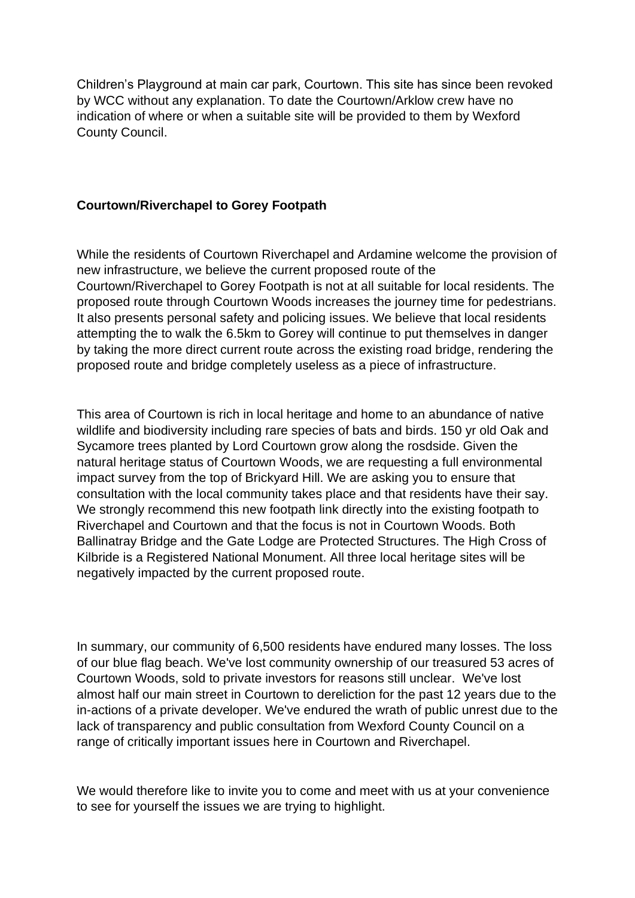Children's Playground at main car park, Courtown. This site has since been revoked by WCC without any explanation. To date the Courtown/Arklow crew have no indication of where or when a suitable site will be provided to them by Wexford County Council.

**Courtown/Riverchapel to Gorey Footpath**

While the residents of Courtown Riverchapel and Ardamine welcome the provision of new infrastructure, we believe the current proposed route of the Courtown/Riverchapel to Gorey Footpath is not at all suitable for local residents. The proposed route through Courtown Woods increases the journey time for pedestrians. It also presents personal safety and policing issues. We believe that local residents attempting the to walk the 6.5km to Gorey will continue to put themselves in danger by taking the more direct current route across the existing road bridge, rendering the proposed route and bridge completely useless as a piece of infrastructure.

This area of Courtown is rich in local heritage and home to an abundance of native wildlife and biodiversity including rare species of bats and birds. 150 yr old Oak and Sycamore trees planted by Lord Courtown grow along the rosdside. Given the natural heritage status of Courtown Woods, we are requesting a full environmental impact survey from the top of Brickyard Hill. We are asking you to ensure that consultation with the local community takes place and that residents have their say. We strongly recommend this new footpath link directly into the existing footpath to Riverchapel and Courtown and that the focus is not in Courtown Woods. Both Ballinatray Bridge and the Gate Lodge are Protected Structures. The High Cross of Kilbride is a Registered National Monument. All three local heritage sites will be negatively impacted by the current proposed route.

In summary, our community of 6,500 residents have endured many losses. The loss of our blue flag beach. We've lost community ownership of our treasured 53 acres of Courtown Woods, sold to private investors for reasons still unclear. We've lost almost half our main street in Courtown to dereliction for the past 12 years due to the in-actions of a private developer. We've endured the wrath of public unrest due to the lack of transparency and public consultation from Wexford County Council on a range of critically important issues here in Courtown and Riverchapel.

We would therefore like to invite you to come and meet with us at your convenience to see for yourself the issues we are trying to highlight.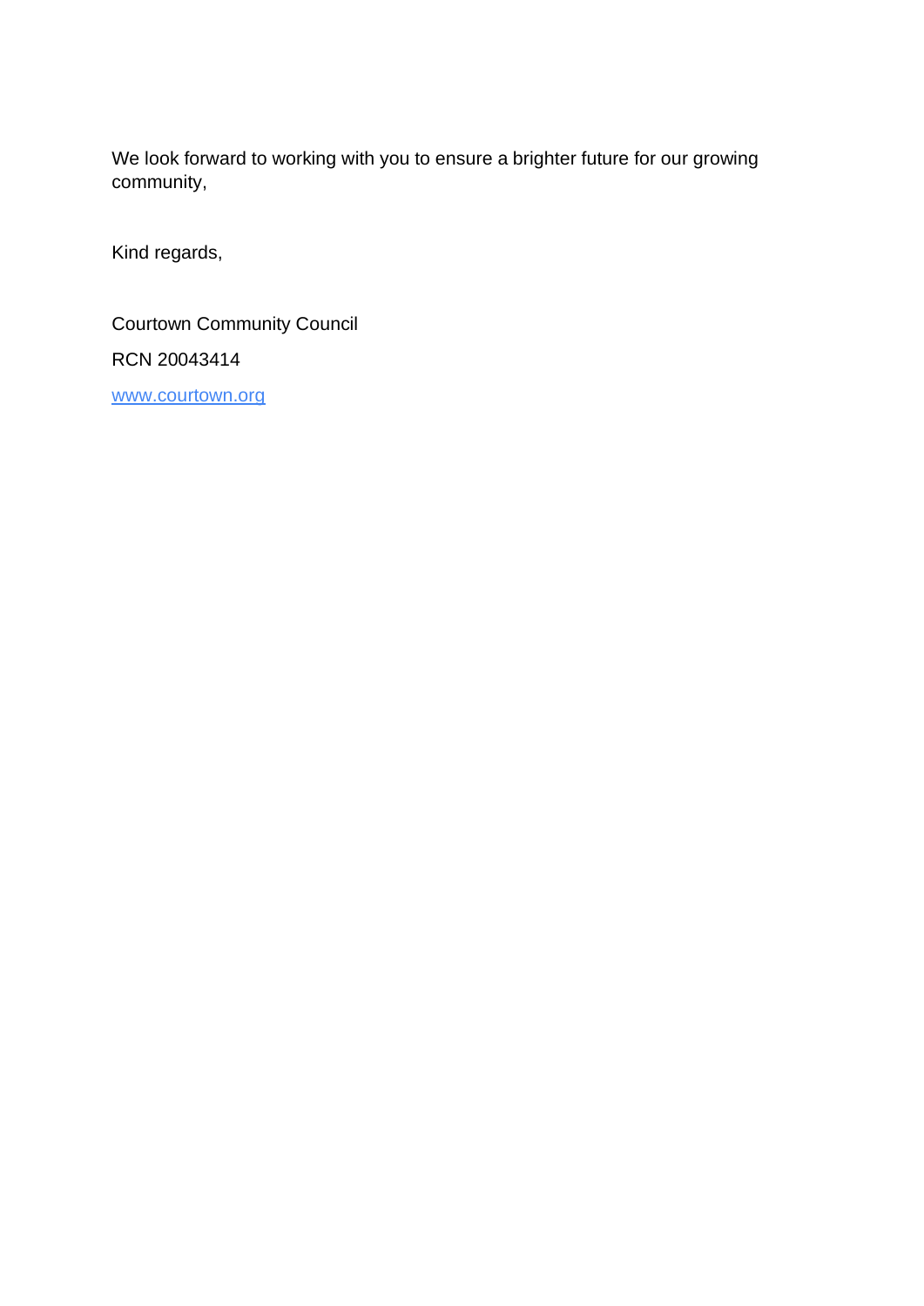We look forward to working with you to ensure a brighter future for our growing community,

Kind regards,

Courtown Community Council

RCN 20043414

www.courtown.org